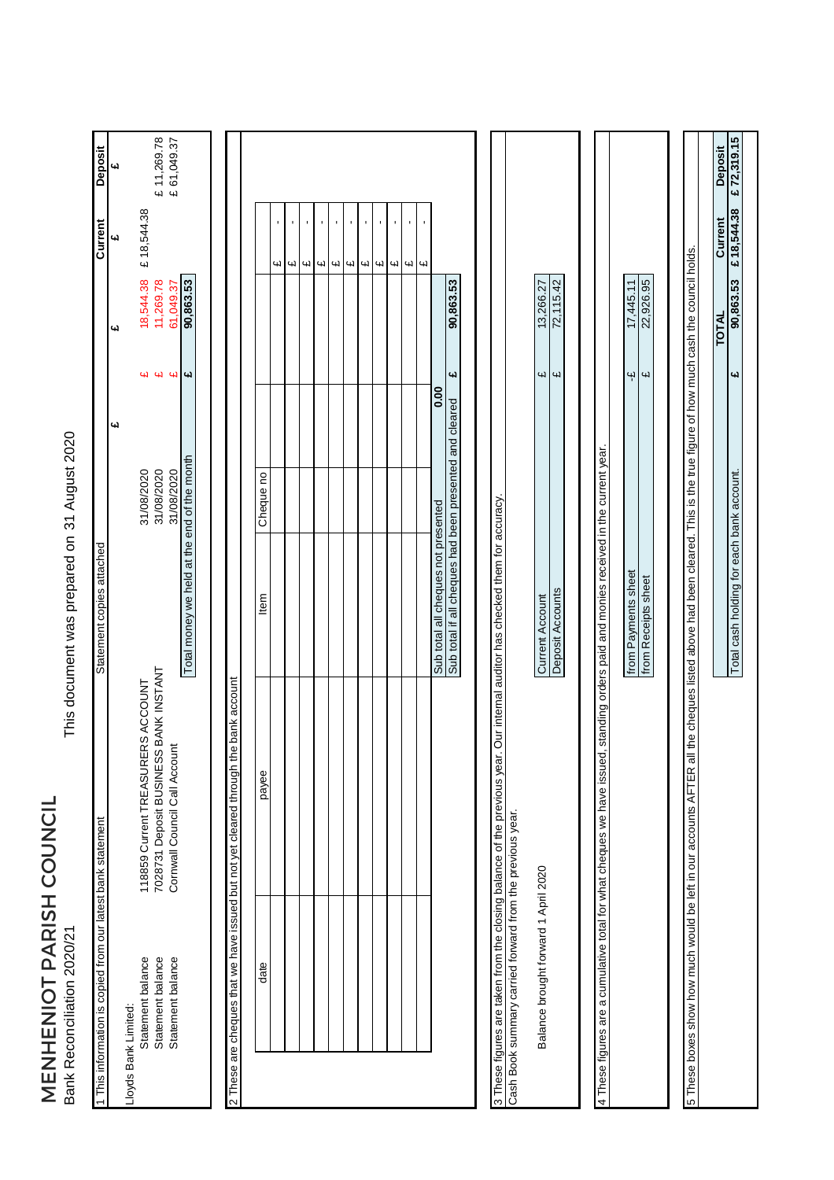# MENHENIOT PARISH COUNCIL

Bank Reconciliation 2020/21

This document was prepared on 31 August 2020

## 1 This information is copied from our latest bank statement

| | | Statement copies attached | | | Current | Deposit |
|---|---|---|---|---|---|---|
| | | | £ | £ | £ | £ |
| Lloyds Bank Limited: | | | | | | |
| Statement balance | 118859 Current TREASURERS ACCOUNT | 31/08/2020 | £ | 18,544.38 | £ 18,544.38 | |
| Statement balance | 7028731 Deposit BUSINESS BANK INSTANT | 31/08/2020 | £ | 11,269.78 | | £ 11,269.78 |
| Statement balance | Cornwall Council Call Account | 31/08/2020 | £ | 61,049.37 | | £ 61,049.37 |
| | | Total money we held at the end of the month | £ | 90,863.53 | | |

## 2 These are cheques that we have issued but not yet cleared through the bank account

| date | payee | Item | Cheque no | | |
|---|---|---|---|---|---|
| | | | | | £ - |
| | | | | | £ - |
| | | | | | £ - |
| | | | | | £ - |
| | | | | | £ - |
| | | | | | £ - |
| | | | | | £ - |
| | | | | | £ - |
| | | | | | £ - |
| | | Sub total all cheques not presented | | 0.00 | |
| | | Sub total if all cheques had been presented and cleared | £ | 90,863.53 | |

## 3 These figures are taken from the closing balance of the previous year. Our internal auditor has checked them for accuracy.

Cash Book summary carried forward from the previous year.

| Balance brought forward 1 April 2020 | Current Account | £ | 13,266.27 |
|---|---|---|---|
| | Deposit Accounts | £ | 72,115.42 |

## 4 These figures are a cumulative total for what cheques we have issued, standing orders paid and monies received in the current year.

| | | |
|---|---|---|
| from Payments sheet | -£ | 17,445.11 |
| from Receipts sheet | £ | 22,926.95 |

## 5 These boxes show how much would be left in our accounts AFTER all the cheques listed above had been cleared. This is the true figure of how much cash the council holds.

| | | TOTAL | Current | Deposit |
|---|---|---|---|---|
| Total cash holding for each bank account. | £ | 90,863.53 | £ 18,544.38 | £ 72,319.15 |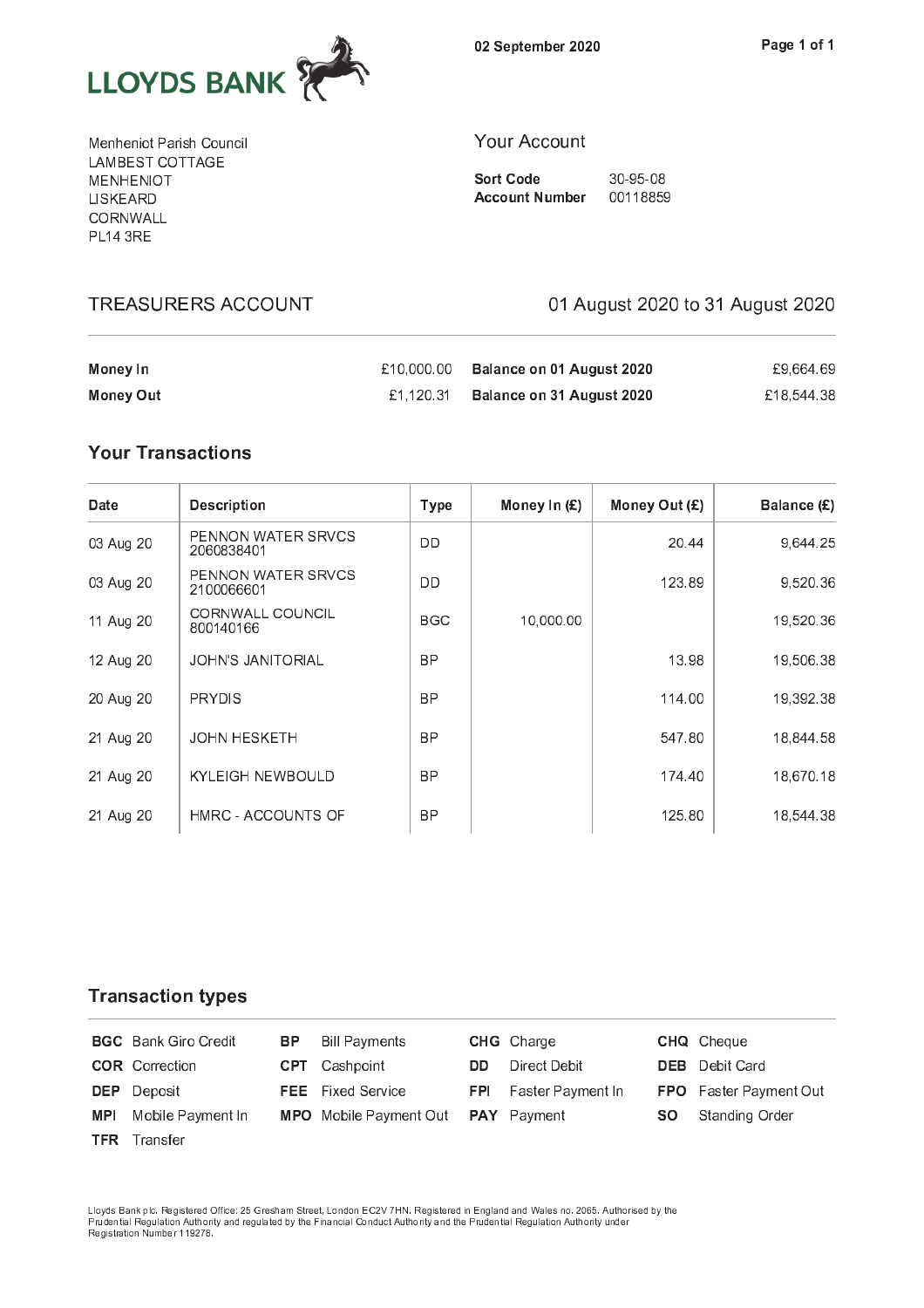LLOYDS BANK

02 September 2020

Menheniot Parish Council
LAMBEST COTTAGE
MENHENIOT
LISKEARD
CORNWALL
PL14 3RE

## Your Account

**Sort Code** 30-95-08
**Account Number** 00118859

## TREASURERS ACCOUNT

01 August 2020 to 31 August 2020

| | | | |
|---|---|---|---|
| **Money In** | £10,000.00 | **Balance on 01 August 2020** | £9,664.69 |
| **Money Out** | £1,120.31 | **Balance on 31 August 2020** | £18,544.38 |

## Your Transactions

| Date | Description | Type | Money In (£) | Money Out (£) | Balance (£) |
|---|---|---|---|---|---|
| 03 Aug 20 | PENNON WATER SRVCS 2060838401 | DD | | 20.44 | 9,644.25 |
| 03 Aug 20 | PENNON WATER SRVCS 2100066601 | DD | | 123.89 | 9,520.36 |
| 11 Aug 20 | CORNWALL COUNCIL 800140166 | BGC | 10,000.00 | | 19,520.36 |
| 12 Aug 20 | JOHN'S JANITORIAL | BP | | 13.98 | 19,506.38 |
| 20 Aug 20 | PRYDIS | BP | | 114.00 | 19,392.38 |
| 21 Aug 20 | JOHN HESKETH | BP | | 547.80 | 18,844.58 |
| 21 Aug 20 | KYLEIGH NEWBOULD | BP | | 174.40 | 18,670.18 |
| 21 Aug 20 | HMRC - ACCOUNTS OF | BP | | 125.80 | 18,544.38 |

## Transaction types

| | | | | | | | |
|---|---|---|---|---|---|---|---|
| **BGC** | Bank Giro Credit | **BP** | Bill Payments | **CHG** | Charge | **CHQ** | Cheque |
| **COR** | Correction | **CPT** | Cashpoint | **DD** | Direct Debit | **DEB** | Debit Card |
| **DEP** | Deposit | **FEE** | Fixed Service | **FPI** | Faster Payment In | **FPO** | Faster Payment Out |
| **MPI** | Mobile Payment In | **MPO** | Mobile Payment Out | **PAY** | Payment | **SO** | Standing Order |
| **TFR** | Transfer | | | | | | |

Lloyds Bank plc. Registered Office: 25 Gresham Street, London EC2V 7HN. Registered in England and Wales no. 2065. Authorised by the Prudential Regulation Authority and regulated by the Financial Conduct Authority and the Prudential Regulation Authority under Registration Number 119278.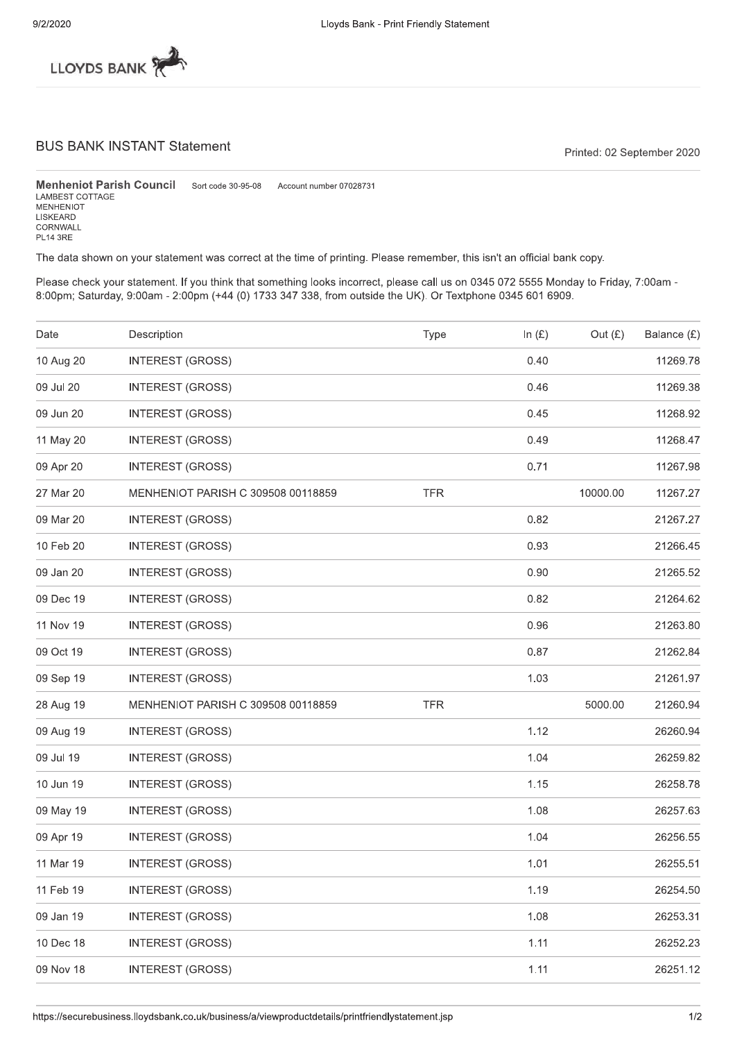LLOYDS BANK

## BUS BANK INSTANT Statement

Printed: 02 September 2020

**Menheniot Parish Council** Sort code 30-95-08 Account number 07028731
LAMBEST COTTAGE
MENHENIOT
LISKEARD
CORNWALL
PL14 3RE

The data shown on your statement was correct at the time of printing. Please remember, this isn't an official bank copy.

Please check your statement. If you think that something looks incorrect, please call us on 0345 072 5555 Monday to Friday, 7:00am - 8:00pm; Saturday, 9:00am - 2:00pm (+44 (0) 1733 347 338, from outside the UK). Or Textphone 0345 601 6909.

| Date | Description | Type | In (£) | Out (£) | Balance (£) |
|---|---|---|---|---|---|
| 10 Aug 20 | INTEREST (GROSS) | | 0.40 | | 11269.78 |
| 09 Jul 20 | INTEREST (GROSS) | | 0.46 | | 11269.38 |
| 09 Jun 20 | INTEREST (GROSS) | | 0.45 | | 11268.92 |
| 11 May 20 | INTEREST (GROSS) | | 0.49 | | 11268.47 |
| 09 Apr 20 | INTEREST (GROSS) | | 0.71 | | 11267.98 |
| 27 Mar 20 | MENHENIOT PARISH C 309508 00118859 | TFR | | 10000.00 | 11267.27 |
| 09 Mar 20 | INTEREST (GROSS) | | 0.82 | | 21267.27 |
| 10 Feb 20 | INTEREST (GROSS) | | 0.93 | | 21266.45 |
| 09 Jan 20 | INTEREST (GROSS) | | 0.90 | | 21265.52 |
| 09 Dec 19 | INTEREST (GROSS) | | 0.82 | | 21264.62 |
| 11 Nov 19 | INTEREST (GROSS) | | 0.96 | | 21263.80 |
| 09 Oct 19 | INTEREST (GROSS) | | 0.87 | | 21262.84 |
| 09 Sep 19 | INTEREST (GROSS) | | 1.03 | | 21261.97 |
| 28 Aug 19 | MENHENIOT PARISH C 309508 00118859 | TFR | | 5000.00 | 21260.94 |
| 09 Aug 19 | INTEREST (GROSS) | | 1.12 | | 26260.94 |
| 09 Jul 19 | INTEREST (GROSS) | | 1.04 | | 26259.82 |
| 10 Jun 19 | INTEREST (GROSS) | | 1.15 | | 26258.78 |
| 09 May 19 | INTEREST (GROSS) | | 1.08 | | 26257.63 |
| 09 Apr 19 | INTEREST (GROSS) | | 1.04 | | 26256.55 |
| 11 Mar 19 | INTEREST (GROSS) | | 1.01 | | 26255.51 |
| 11 Feb 19 | INTEREST (GROSS) | | 1.19 | | 26254.50 |
| 09 Jan 19 | INTEREST (GROSS) | | 1.08 | | 26253.31 |
| 10 Dec 18 | INTEREST (GROSS) | | 1.11 | | 26252.23 |
| 09 Nov 18 | INTEREST (GROSS) | | 1.11 | | 26251.12 |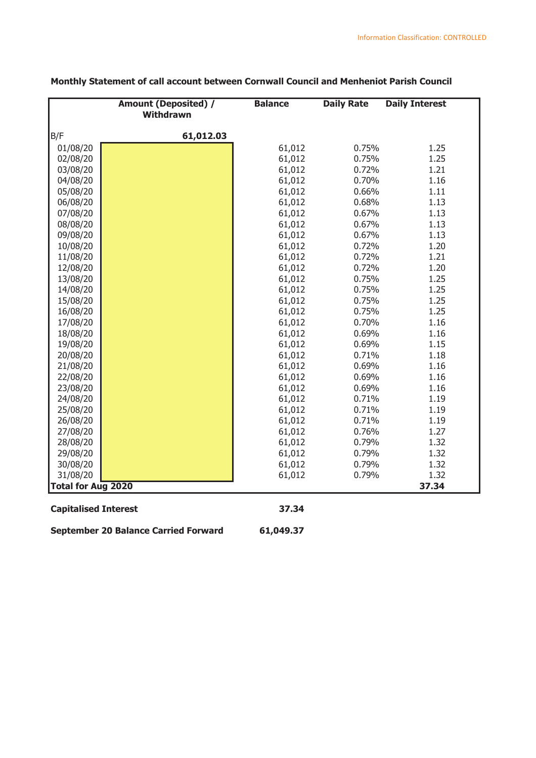Information Classification: CONTROLLED

**Monthly Statement of call account between Cornwall Council and Menheniot Parish Council**

| | Amount (Deposited) / Withdrawn | Balance | Daily Rate | Daily Interest |
|---|---|---|---|---|
| B/F | 61,012.03 | | | |
| 01/08/20 | | 61,012 | 0.75% | 1.25 |
| 02/08/20 | | 61,012 | 0.75% | 1.25 |
| 03/08/20 | | 61,012 | 0.72% | 1.21 |
| 04/08/20 | | 61,012 | 0.70% | 1.16 |
| 05/08/20 | | 61,012 | 0.66% | 1.11 |
| 06/08/20 | | 61,012 | 0.68% | 1.13 |
| 07/08/20 | | 61,012 | 0.67% | 1.13 |
| 08/08/20 | | 61,012 | 0.67% | 1.13 |
| 09/08/20 | | 61,012 | 0.67% | 1.13 |
| 10/08/20 | | 61,012 | 0.72% | 1.20 |
| 11/08/20 | | 61,012 | 0.72% | 1.21 |
| 12/08/20 | | 61,012 | 0.72% | 1.20 |
| 13/08/20 | | 61,012 | 0.75% | 1.25 |
| 14/08/20 | | 61,012 | 0.75% | 1.25 |
| 15/08/20 | | 61,012 | 0.75% | 1.25 |
| 16/08/20 | | 61,012 | 0.75% | 1.25 |
| 17/08/20 | | 61,012 | 0.70% | 1.16 |
| 18/08/20 | | 61,012 | 0.69% | 1.16 |
| 19/08/20 | | 61,012 | 0.69% | 1.15 |
| 20/08/20 | | 61,012 | 0.71% | 1.18 |
| 21/08/20 | | 61,012 | 0.69% | 1.16 |
| 22/08/20 | | 61,012 | 0.69% | 1.16 |
| 23/08/20 | | 61,012 | 0.69% | 1.16 |
| 24/08/20 | | 61,012 | 0.71% | 1.19 |
| 25/08/20 | | 61,012 | 0.71% | 1.19 |
| 26/08/20 | | 61,012 | 0.71% | 1.19 |
| 27/08/20 | | 61,012 | 0.76% | 1.27 |
| 28/08/20 | | 61,012 | 0.79% | 1.32 |
| 29/08/20 | | 61,012 | 0.79% | 1.32 |
| 30/08/20 | | 61,012 | 0.79% | 1.32 |
| 31/08/20 | | 61,012 | 0.79% | 1.32 |
| **Total for Aug 2020** | | | | **37.34** |

**Capitalised Interest** **37.34**

**September 20 Balance Carried Forward** **61,049.37**